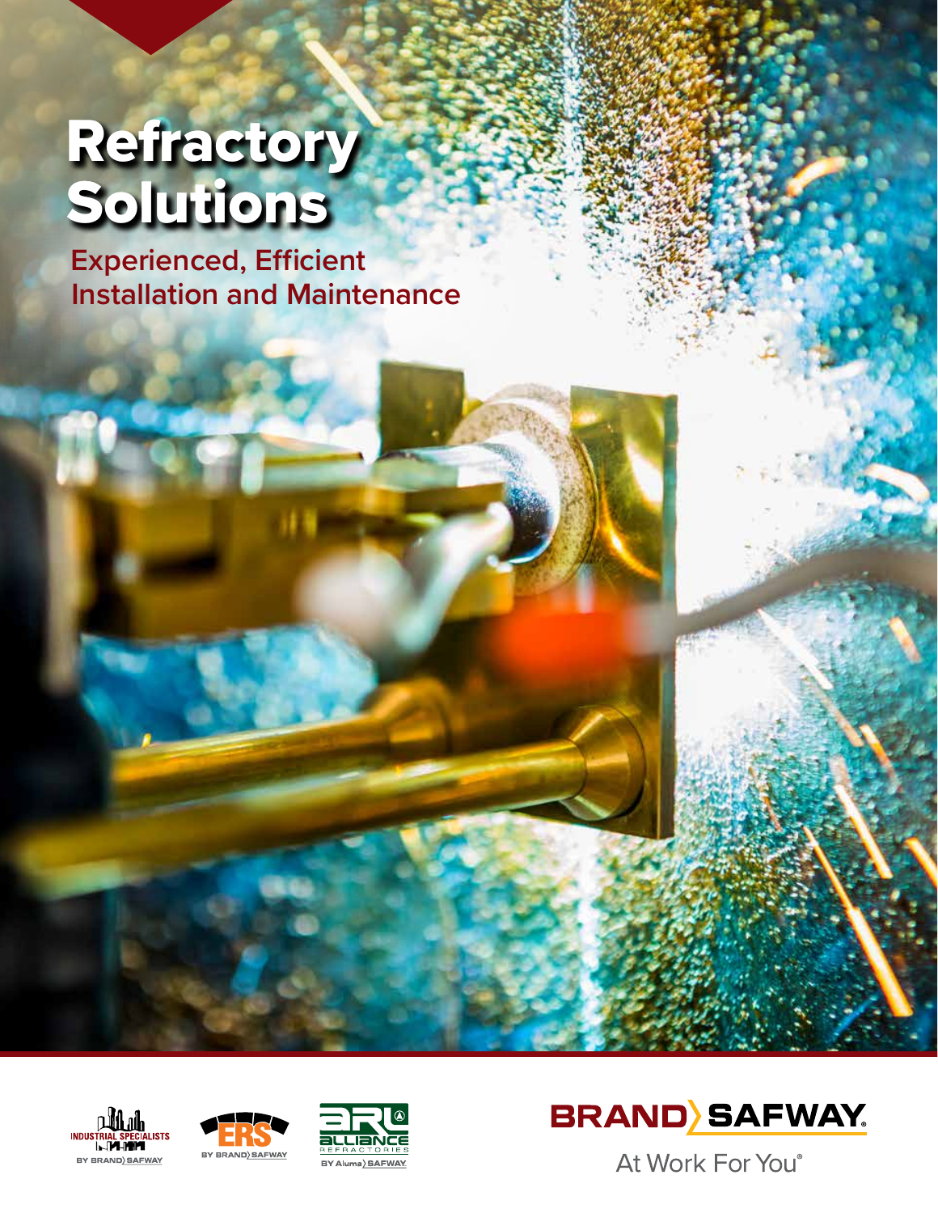# Refractory Solutions

## Experienced, Efficient Installation and Maintenance

INDUSTRIAL SPECIALISTS BY BRAND SAFWAY

ERS BY BRAND SAFWAY

ALLIANCE REFRACTORIES BY Aluma SAFWAY

BRAND SAFWAY

At Work For You®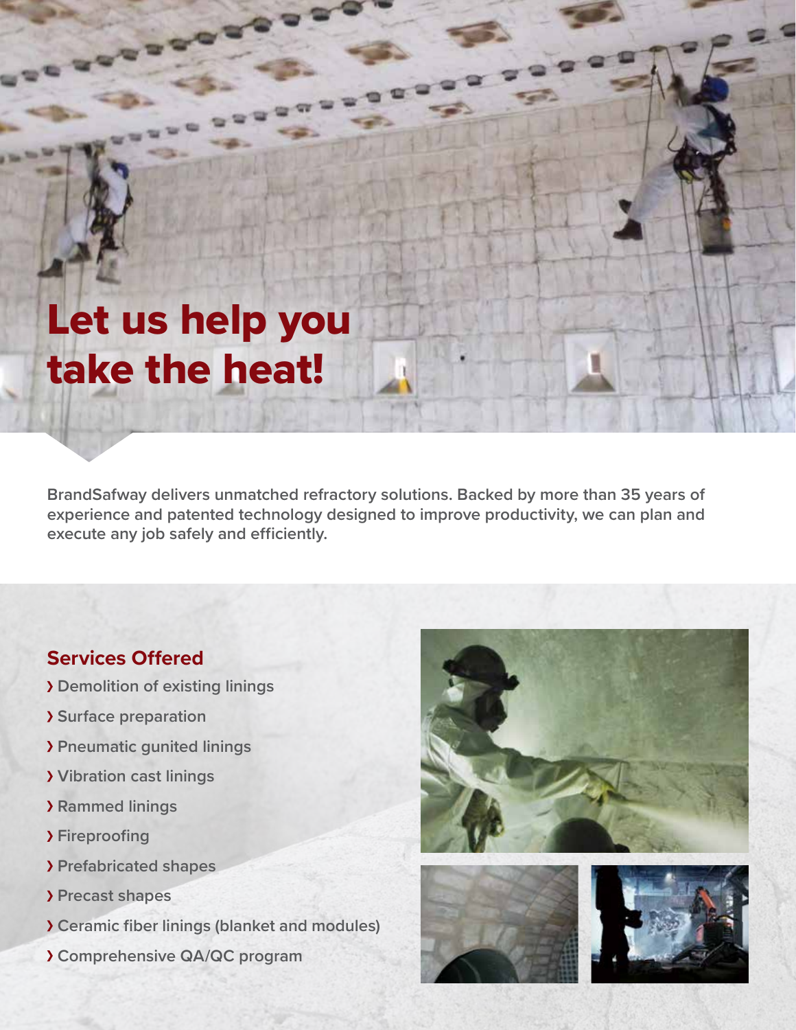# Let us help you take the heat!

BrandSafway delivers unmatched refractory solutions. Backed by more than 35 years of experience and patented technology designed to improve productivity, we can plan and execute any job safely and efficiently.

## Services Offered

- Demolition of existing linings
- Surface preparation
- Pneumatic gunited linings
- Vibration cast linings
- Rammed linings
- Fireproofing
- Prefabricated shapes
- Precast shapes
- Ceramic fiber linings (blanket and modules)
- Comprehensive QA/QC program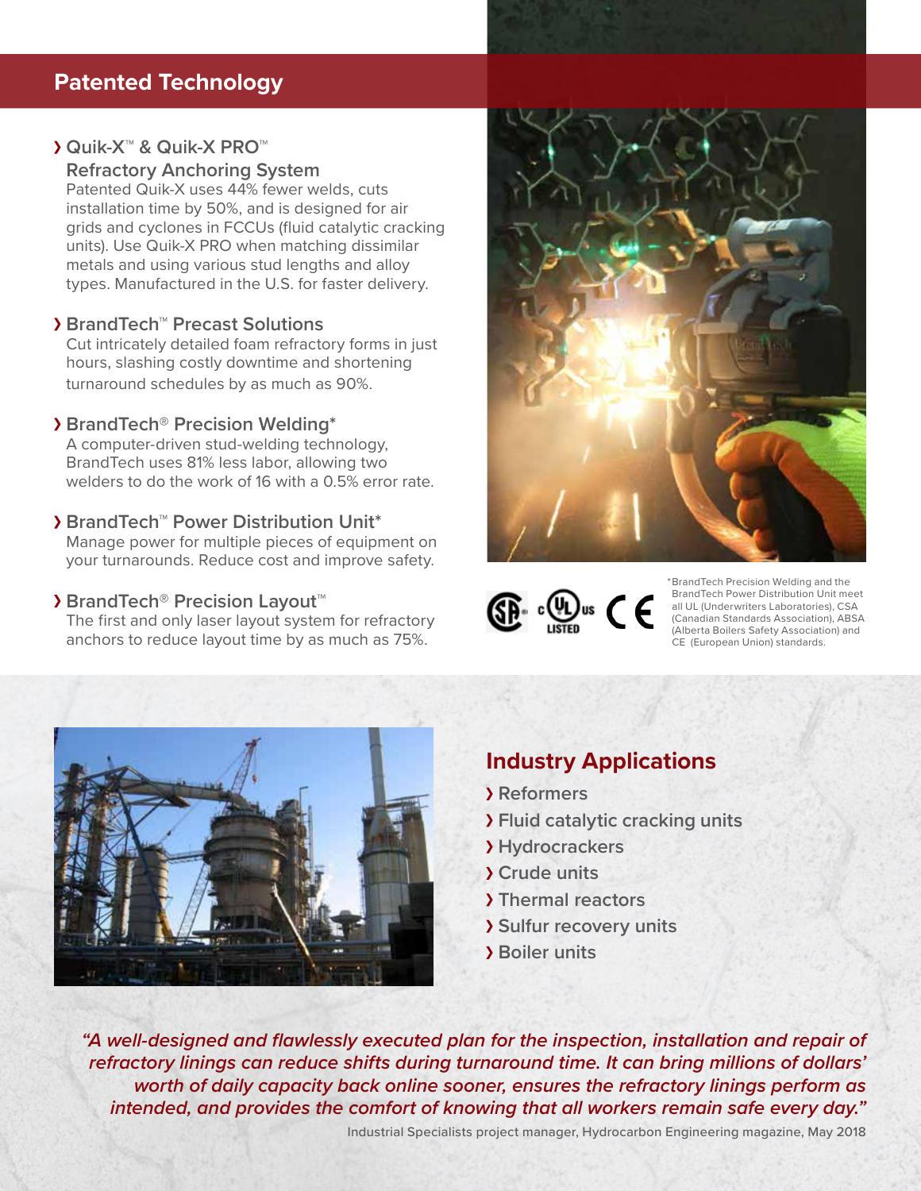## Patented Technology

### › Quik-X™ & Quik-X PRO™ Refractory Anchoring System

Patented Quik-X uses 44% fewer welds, cuts installation time by 50%, and is designed for air grids and cyclones in FCCUs (fluid catalytic cracking units). Use Quik-X PRO when matching dissimilar metals and using various stud lengths and alloy types. Manufactured in the U.S. for faster delivery.

### › BrandTech™ Precast Solutions

Cut intricately detailed foam refractory forms in just hours, slashing costly downtime and shortening turnaround schedules by as much as 90%.

### › BrandTech® Precision Welding*

A computer-driven stud-welding technology, BrandTech uses 81% less labor, allowing two welders to do the work of 16 with a 0.5% error rate.

### › BrandTech™ Power Distribution Unit*

Manage power for multiple pieces of equipment on your turnarounds. Reduce cost and improve safety.

### › BrandTech® Precision Layout™

The first and only laser layout system for refractory anchors to reduce layout time by as much as 75%.

*BrandTech Precision Welding and the BrandTech Power Distribution Unit meet all UL (Underwriters Laboratories), CSA (Canadian Standards Association), ABSA (Alberta Boilers Safety Association) and CE (European Union) standards.

## Industry Applications

- › Reformers
- › Fluid catalytic cracking units
- › Hydrocrackers
- › Crude units
- › Thermal reactors
- › Sulfur recovery units
- › Boiler units

*"A well-designed and flawlessly executed plan for the inspection, installation and repair of refractory linings can reduce shifts during turnaround time. It can bring millions of dollars' worth of daily capacity back online sooner, ensures the refractory linings perform as intended, and provides the comfort of knowing that all workers remain safe every day."*

Industrial Specialists project manager, Hydrocarbon Engineering magazine, May 2018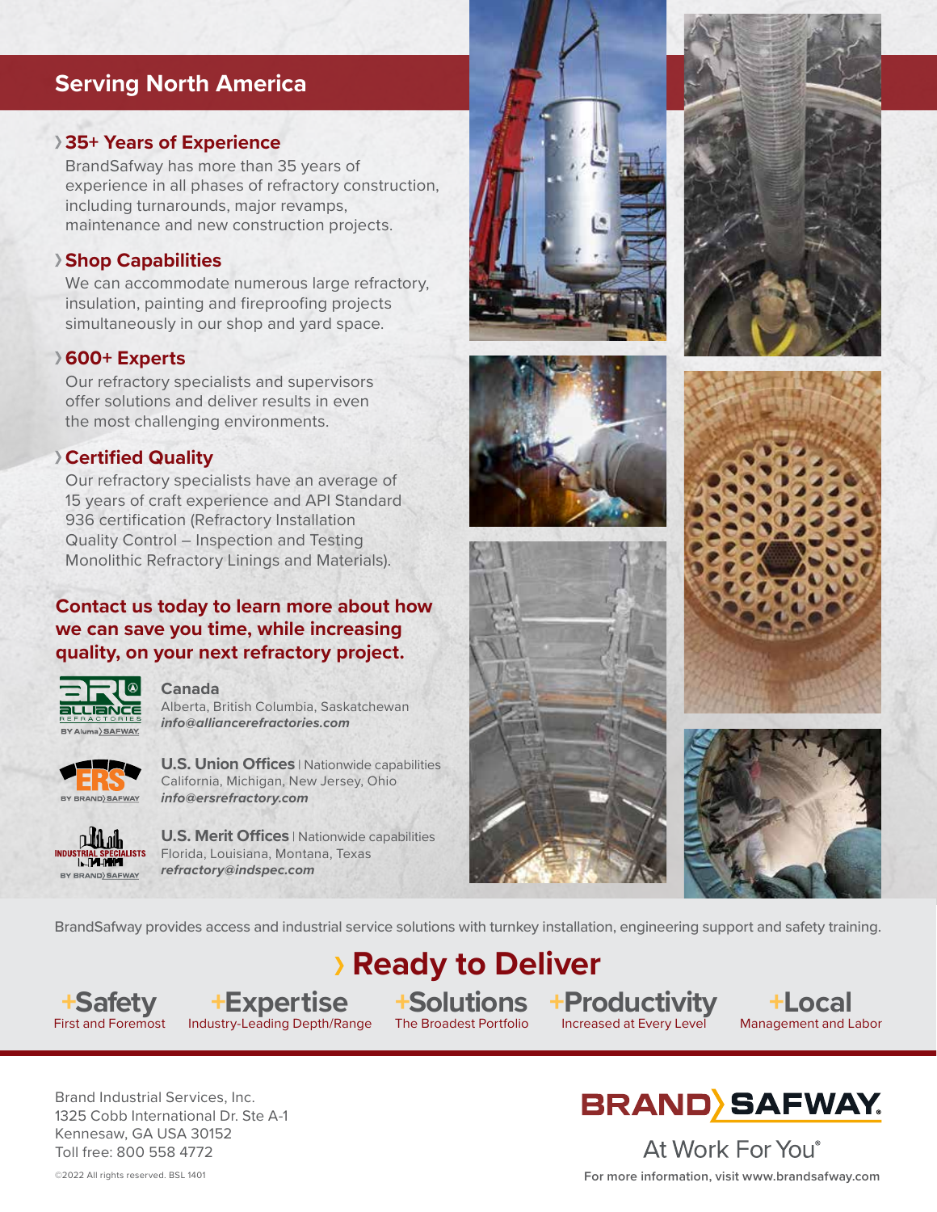## Serving North America

### › 35+ Years of Experience

BrandSafway has more than 35 years of experience in all phases of refractory construction, including turnarounds, major revamps, maintenance and new construction projects.

### › Shop Capabilities

We can accommodate numerous large refractory, insulation, painting and fireproofing projects simultaneously in our shop and yard space.

### › 600+ Experts

Our refractory specialists and supervisors offer solutions and deliver results in even the most challenging environments.

### › Certified Quality

Our refractory specialists have an average of 15 years of craft experience and API Standard 936 certification (Refractory Installation Quality Control – Inspection and Testing Monolithic Refractory Linings and Materials).

**Contact us today to learn more about how we can save you time, while increasing quality, on your next refractory project.**

**Canada**
Alberta, British Columbia, Saskatchewan
***info@alliancerefractories.com***

**U.S. Union Offices** | Nationwide capabilities
California, Michigan, New Jersey, Ohio
***info@ersrefractory.com***

**U.S. Merit Offices** | Nationwide capabilities
Florida, Louisiana, Montana, Texas
***refractory@indspec.com***

BrandSafway provides access and industrial service solutions with turnkey installation, engineering support and safety training.

## › Ready to Deliver

**+Safety** First and Foremost

**+Expertise** Industry-Leading Depth/Range

**+Solutions** The Broadest Portfolio

**+Productivity** Increased at Every Level

**+Local** Management and Labor

Brand Industrial Services, Inc.
1325 Cobb International Dr. Ste A-1
Kennesaw, GA USA 30152
Toll free: 800 558 4772

©2022 All rights reserved. BSL 1401

BRAND SAFWAY
At Work For You®

For more information, visit www.brandsafway.com